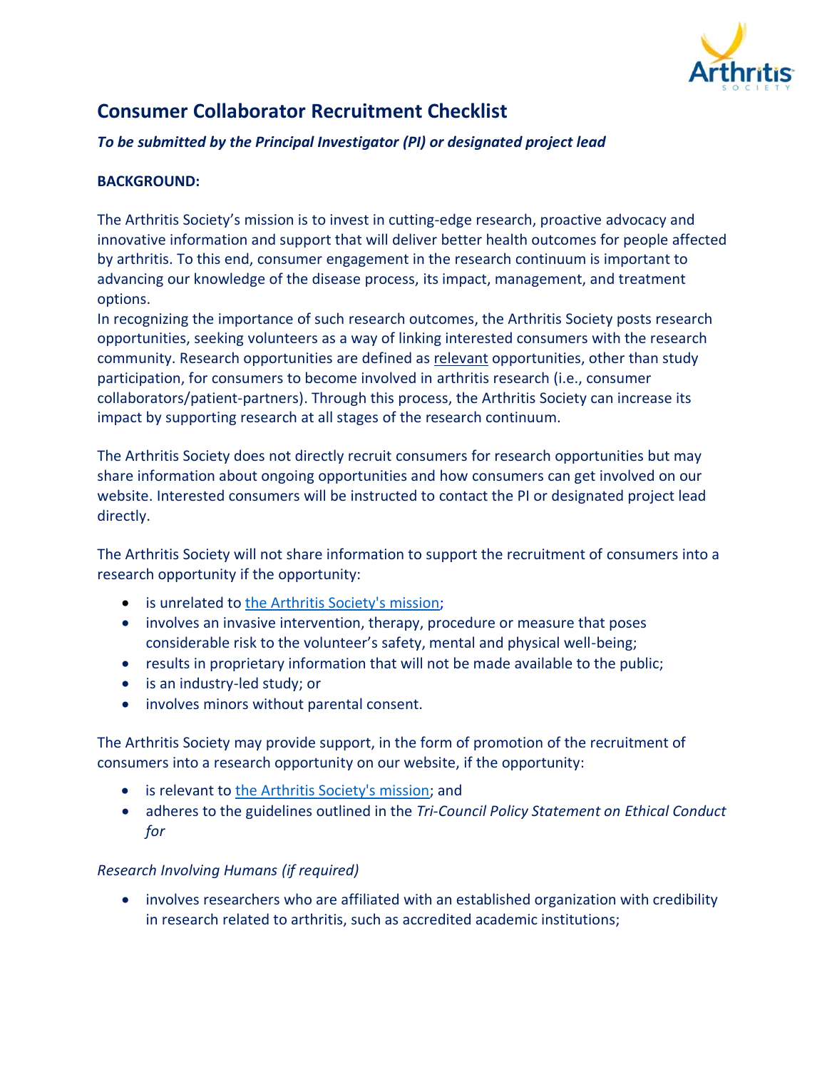# Consumer Collaborator Recruitment Checklist

***To be submitted by the Principal Investigator (PI) or designated project lead***

**BACKGROUND:**

The Arthritis Society's mission is to invest in cutting-edge research, proactive advocacy and innovative information and support that will deliver better health outcomes for people affected by arthritis. To this end, consumer engagement in the research continuum is important to advancing our knowledge of the disease process, its impact, management, and treatment options.

In recognizing the importance of such research outcomes, the Arthritis Society posts research opportunities, seeking volunteers as a way of linking interested consumers with the research community. Research opportunities are defined as relevant opportunities, other than study participation, for consumers to become involved in arthritis research (i.e., consumer collaborators/patient-partners). Through this process, the Arthritis Society can increase its impact by supporting research at all stages of the research continuum.

The Arthritis Society does not directly recruit consumers for research opportunities but may share information about ongoing opportunities and how consumers can get involved on our website. Interested consumers will be instructed to contact the PI or designated project lead directly.

The Arthritis Society will not share information to support the recruitment of consumers into a research opportunity if the opportunity:

- is unrelated to the Arthritis Society's mission;
- involves an invasive intervention, therapy, procedure or measure that poses considerable risk to the volunteer's safety, mental and physical well-being;
- results in proprietary information that will not be made available to the public;
- is an industry-led study; or
- involves minors without parental consent.

The Arthritis Society may provide support, in the form of promotion of the recruitment of consumers into a research opportunity on our website, if the opportunity:

- is relevant to the Arthritis Society's mission; and
- adheres to the guidelines outlined in the *Tri-Council Policy Statement on Ethical Conduct for Research Involving Humans (if required)*
- involves researchers who are affiliated with an established organization with credibility in research related to arthritis, such as accredited academic institutions;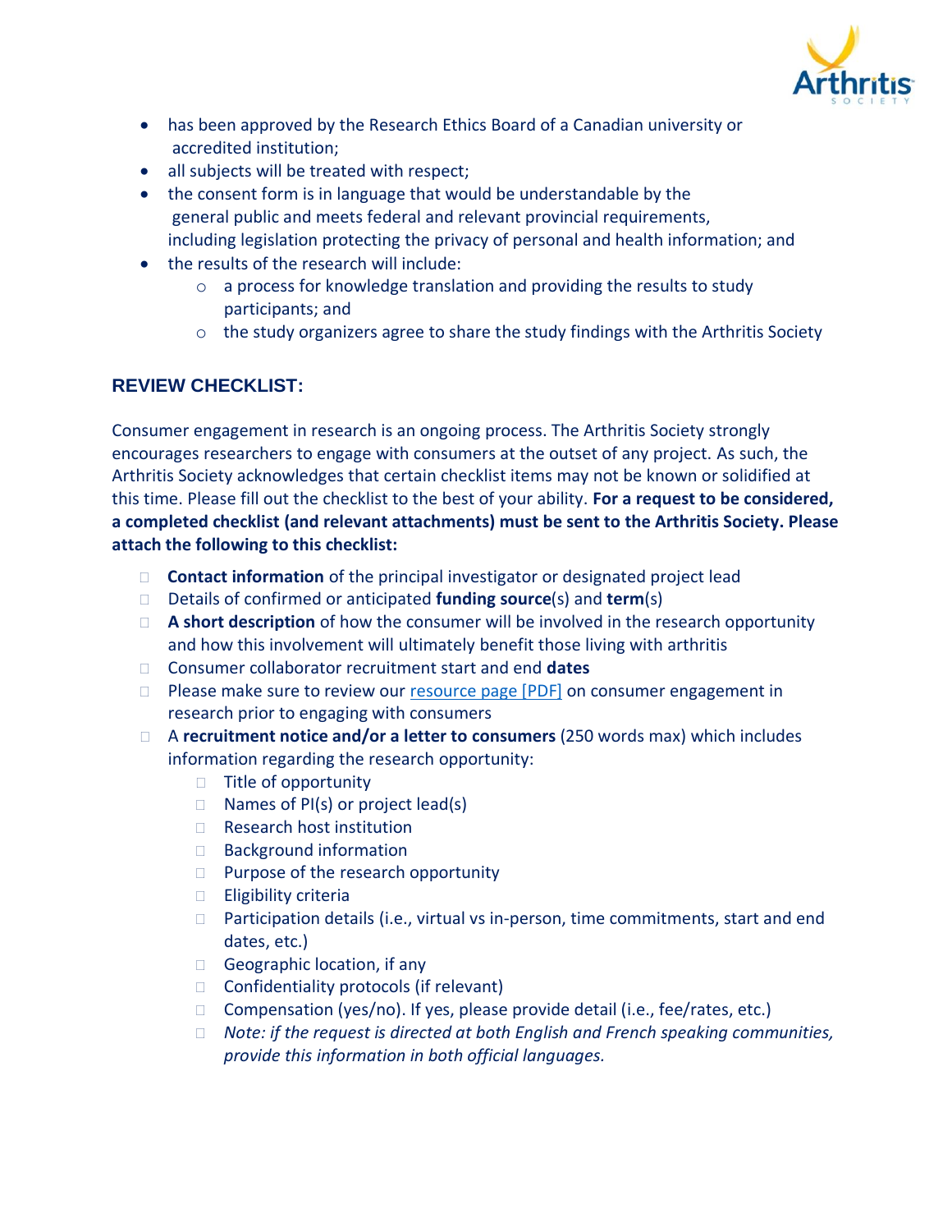- has been approved by the Research Ethics Board of a Canadian university or accredited institution;
- all subjects will be treated with respect;
- the consent form is in language that would be understandable by the general public and meets federal and relevant provincial requirements, including legislation protecting the privacy of personal and health information; and
- the results of the research will include:
  - a process for knowledge translation and providing the results to study participants; and
  - the study organizers agree to share the study findings with the Arthritis Society

## REVIEW CHECKLIST:

Consumer engagement in research is an ongoing process. The Arthritis Society strongly encourages researchers to engage with consumers at the outset of any project. As such, the Arthritis Society acknowledges that certain checklist items may not be known or solidified at this time. Please fill out the checklist to the best of your ability. **For a request to be considered, a completed checklist (and relevant attachments) must be sent to the Arthritis Society. Please attach the following to this checklist:**

- ☐ **Contact information** of the principal investigator or designated project lead
- ☐ Details of confirmed or anticipated **funding source**(s) and **term**(s)
- ☐ **A short description** of how the consumer will be involved in the research opportunity and how this involvement will ultimately benefit those living with arthritis
- ☐ Consumer collaborator recruitment start and end **dates**
- ☐ Please make sure to review our resource page [PDF] on consumer engagement in research prior to engaging with consumers
- ☐ A **recruitment notice and/or a letter to consumers** (250 words max) which includes information regarding the research opportunity:
  - ☐ Title of opportunity
  - ☐ Names of PI(s) or project lead(s)
  - ☐ Research host institution
  - ☐ Background information
  - ☐ Purpose of the research opportunity
  - ☐ Eligibility criteria
  - ☐ Participation details (i.e., virtual vs in-person, time commitments, start and end dates, etc.)
  - ☐ Geographic location, if any
  - ☐ Confidentiality protocols (if relevant)
  - ☐ Compensation (yes/no). If yes, please provide detail (i.e., fee/rates, etc.)
  - ☐ *Note: if the request is directed at both English and French speaking communities, provide this information in both official languages.*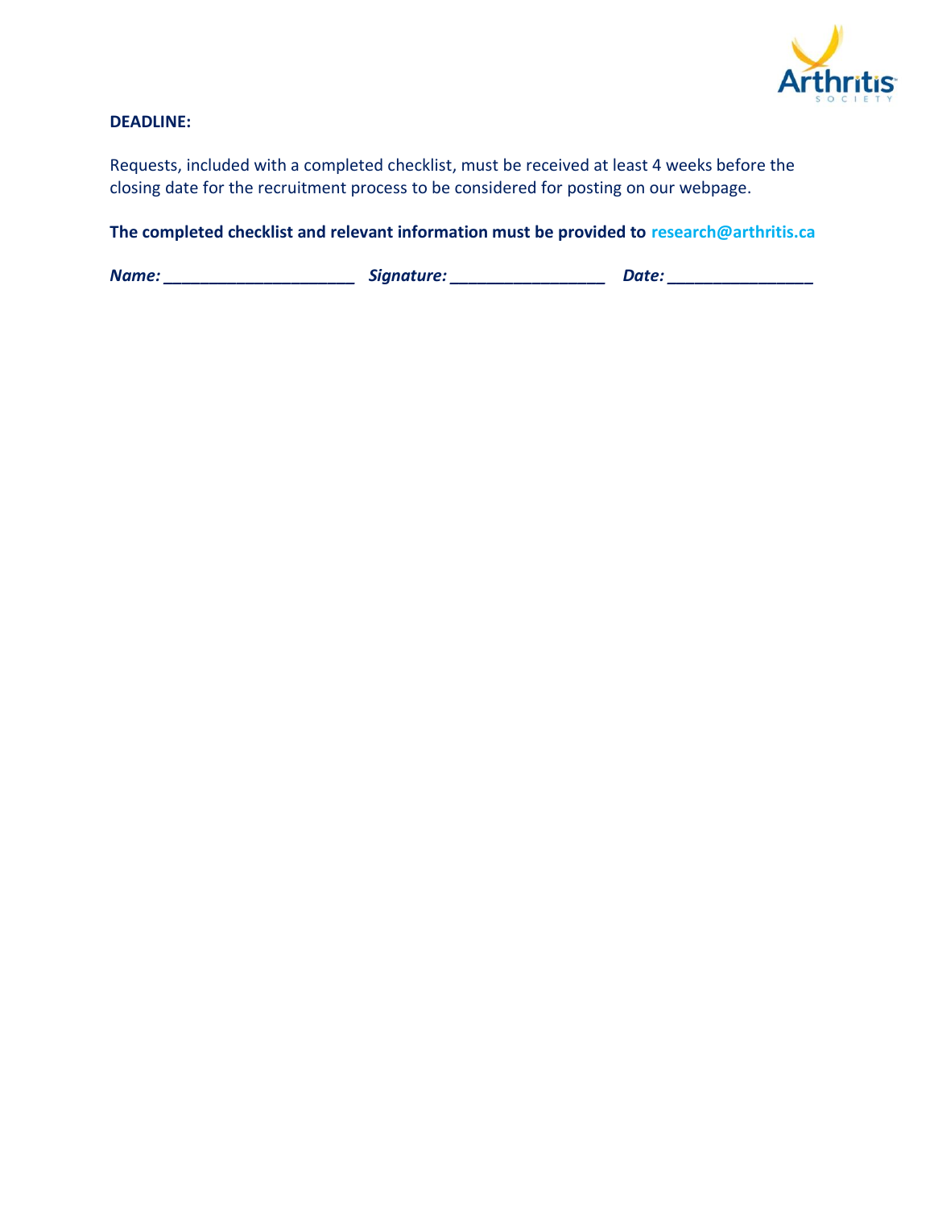**DEADLINE:**

Requests, included with a completed checklist, must be received at least 4 weeks before the closing date for the recruitment process to be considered for posting on our webpage.

**The completed checklist and relevant information must be provided to research@arthritis.ca**

***Name:*** ______________________ ***Signature:*** __________________ ***Date:*** ________________